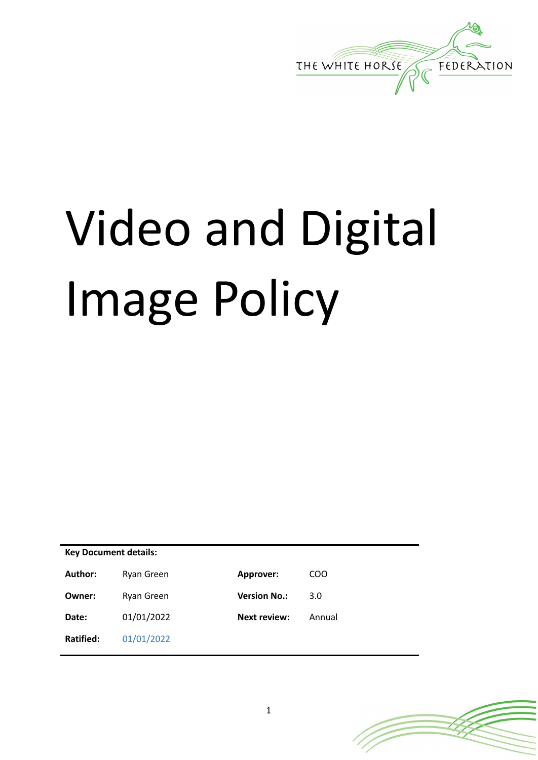THE WHITE HORSE FEDERATION

# Video and Digital Image Policy

**Key Document details:**

| | | | |
|---|---|---|---|
| **Author:** | Ryan Green | **Approver:** | COO |
| **Owner:** | Ryan Green | **Version No.:** | 3.0 |
| **Date:** | 01/01/2022 | **Next review:** | Annual |
| **Ratified:** | 01/01/2022 | | |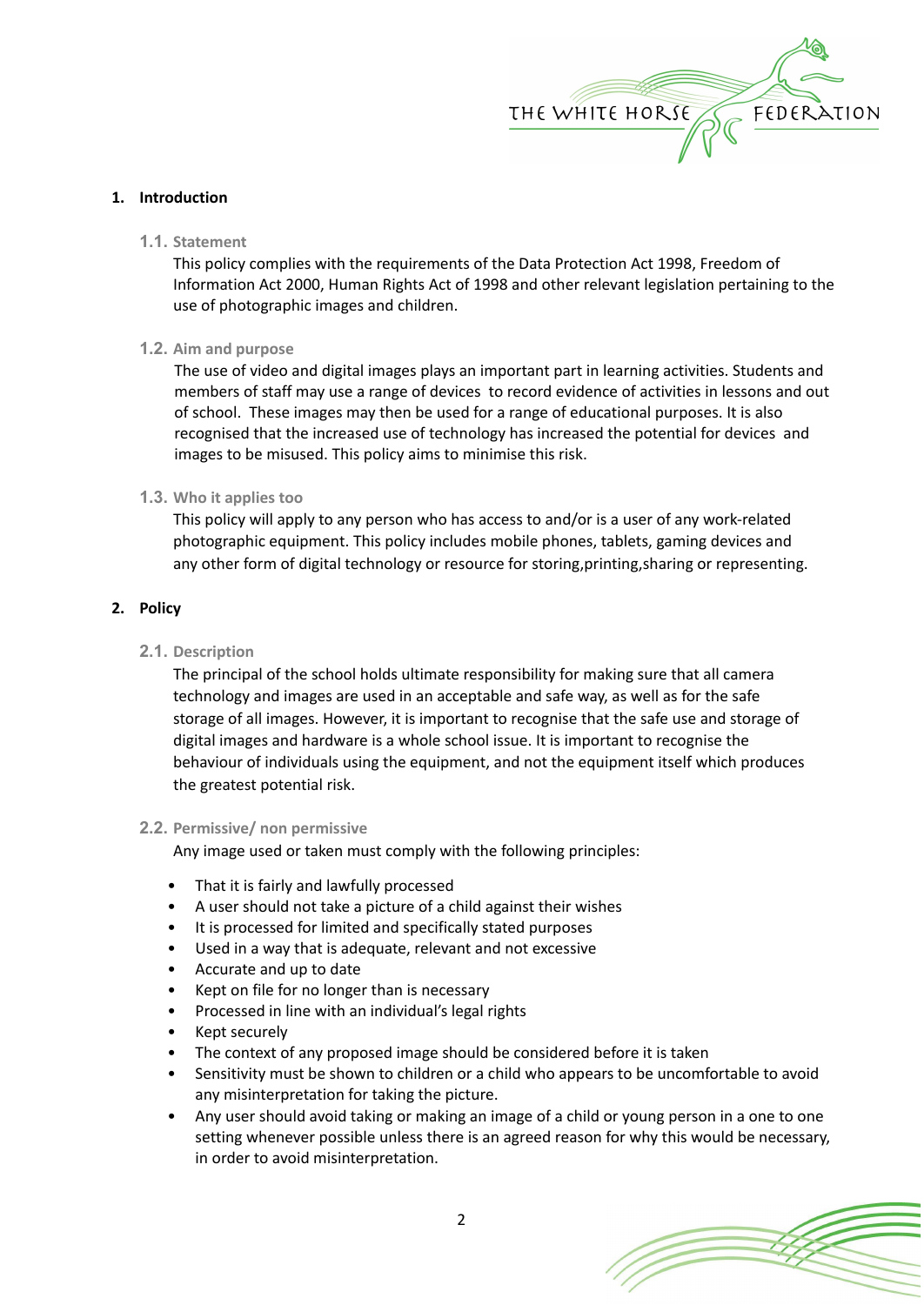## 1. Introduction

### 1.1. Statement

This policy complies with the requirements of the Data Protection Act 1998, Freedom of Information Act 2000, Human Rights Act of 1998 and other relevant legislation pertaining to the use of photographic images and children.

### 1.2. Aim and purpose

The use of video and digital images plays an important part in learning activities. Students and members of staff may use a range of devices to record evidence of activities in lessons and out of school. These images may then be used for a range of educational purposes. It is also recognised that the increased use of technology has increased the potential for devices and images to be misused. This policy aims to minimise this risk.

### 1.3. Who it applies too

This policy will apply to any person who has access to and/or is a user of any work-related photographic equipment. This policy includes mobile phones, tablets, gaming devices and any other form of digital technology or resource for storing,printing,sharing or representing.

## 2. Policy

### 2.1. Description

The principal of the school holds ultimate responsibility for making sure that all camera technology and images are used in an acceptable and safe way, as well as for the safe storage of all images. However, it is important to recognise that the safe use and storage of digital images and hardware is a whole school issue. It is important to recognise the behaviour of individuals using the equipment, and not the equipment itself which produces the greatest potential risk.

### 2.2. Permissive/ non permissive

Any image used or taken must comply with the following principles:

- That it is fairly and lawfully processed
- A user should not take a picture of a child against their wishes
- It is processed for limited and specifically stated purposes
- Used in a way that is adequate, relevant and not excessive
- Accurate and up to date
- Kept on file for no longer than is necessary
- Processed in line with an individual's legal rights
- Kept securely
- The context of any proposed image should be considered before it is taken
- Sensitivity must be shown to children or a child who appears to be uncomfortable to avoid any misinterpretation for taking the picture.
- Any user should avoid taking or making an image of a child or young person in a one to one setting whenever possible unless there is an agreed reason for why this would be necessary, in order to avoid misinterpretation.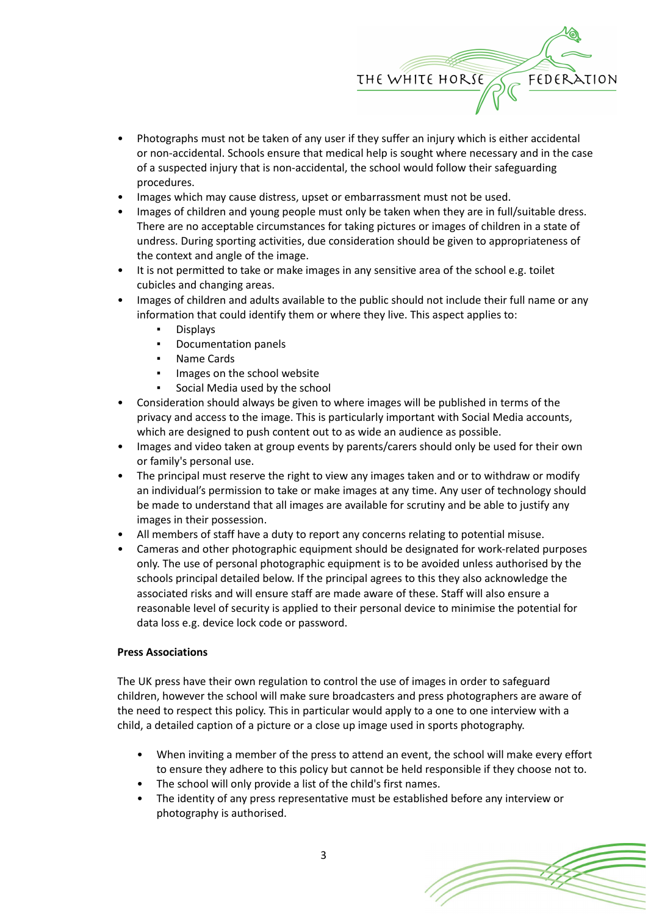- Photographs must not be taken of any user if they suffer an injury which is either accidental or non-accidental. Schools ensure that medical help is sought where necessary and in the case of a suspected injury that is non-accidental, the school would follow their safeguarding procedures.
- Images which may cause distress, upset or embarrassment must not be used.
- Images of children and young people must only be taken when they are in full/suitable dress. There are no acceptable circumstances for taking pictures or images of children in a state of undress. During sporting activities, due consideration should be given to appropriateness of the context and angle of the image.
- It is not permitted to take or make images in any sensitive area of the school e.g. toilet cubicles and changing areas.
- Images of children and adults available to the public should not include their full name or any information that could identify them or where they live. This aspect applies to:
  - Displays
  - Documentation panels
  - Name Cards
  - Images on the school website
  - Social Media used by the school
- Consideration should always be given to where images will be published in terms of the privacy and access to the image. This is particularly important with Social Media accounts, which are designed to push content out to as wide an audience as possible.
- Images and video taken at group events by parents/carers should only be used for their own or family's personal use.
- The principal must reserve the right to view any images taken and or to withdraw or modify an individual's permission to take or make images at any time. Any user of technology should be made to understand that all images are available for scrutiny and be able to justify any images in their possession.
- All members of staff have a duty to report any concerns relating to potential misuse.
- Cameras and other photographic equipment should be designated for work-related purposes only. The use of personal photographic equipment is to be avoided unless authorised by the schools principal detailed below. If the principal agrees to this they also acknowledge the associated risks and will ensure staff are made aware of these. Staff will also ensure a reasonable level of security is applied to their personal device to minimise the potential for data loss e.g. device lock code or password.

**Press Associations**

The UK press have their own regulation to control the use of images in order to safeguard children, however the school will make sure broadcasters and press photographers are aware of the need to respect this policy. This in particular would apply to a one to one interview with a child, a detailed caption of a picture or a close up image used in sports photography.

- When inviting a member of the press to attend an event, the school will make every effort to ensure they adhere to this policy but cannot be held responsible if they choose not to.
- The school will only provide a list of the child's first names.
- The identity of any press representative must be established before any interview or photography is authorised.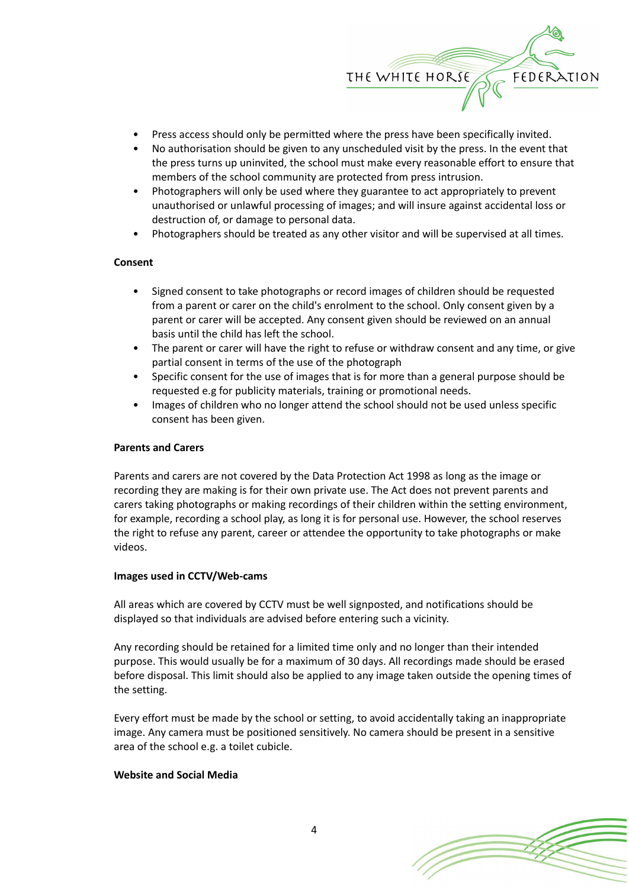- Press access should only be permitted where the press have been specifically invited.
- No authorisation should be given to any unscheduled visit by the press. In the event that the press turns up uninvited, the school must make every reasonable effort to ensure that members of the school community are protected from press intrusion.
- Photographers will only be used where they guarantee to act appropriately to prevent unauthorised or unlawful processing of images; and will insure against accidental loss or destruction of, or damage to personal data.
- Photographers should be treated as any other visitor and will be supervised at all times.

**Consent**

- Signed consent to take photographs or record images of children should be requested from a parent or carer on the child's enrolment to the school. Only consent given by a parent or carer will be accepted. Any consent given should be reviewed on an annual basis until the child has left the school.
- The parent or carer will have the right to refuse or withdraw consent and any time, or give partial consent in terms of the use of the photograph
- Specific consent for the use of images that is for more than a general purpose should be requested e.g for publicity materials, training or promotional needs.
- Images of children who no longer attend the school should not be used unless specific consent has been given.

**Parents and Carers**

Parents and carers are not covered by the Data Protection Act 1998 as long as the image or recording they are making is for their own private use. The Act does not prevent parents and carers taking photographs or making recordings of their children within the setting environment, for example, recording a school play, as long it is for personal use. However, the school reserves the right to refuse any parent, career or attendee the opportunity to take photographs or make videos.

**Images used in CCTV/Web-cams**

All areas which are covered by CCTV must be well signposted, and notifications should be displayed so that individuals are advised before entering such a vicinity.

Any recording should be retained for a limited time only and no longer than their intended purpose. This would usually be for a maximum of 30 days. All recordings made should be erased before disposal. This limit should also be applied to any image taken outside the opening times of the setting.

Every effort must be made by the school or setting, to avoid accidentally taking an inappropriate image. Any camera must be positioned sensitively. No camera should be present in a sensitive area of the school e.g. a toilet cubicle.

**Website and Social Media**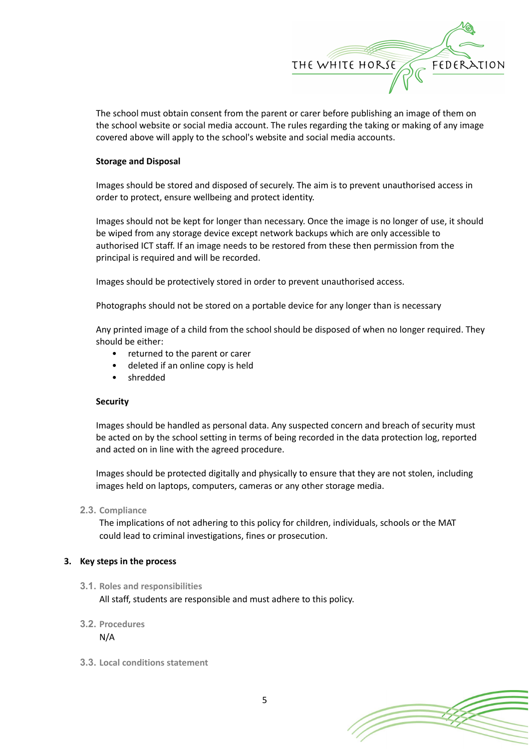The school must obtain consent from the parent or carer before publishing an image of them on the school website or social media account. The rules regarding the taking or making of any image covered above will apply to the school's website and social media accounts.

**Storage and Disposal**

Images should be stored and disposed of securely. The aim is to prevent unauthorised access in order to protect, ensure wellbeing and protect identity.

Images should not be kept for longer than necessary. Once the image is no longer of use, it should be wiped from any storage device except network backups which are only accessible to authorised ICT staff. If an image needs to be restored from these then permission from the principal is required and will be recorded.

Images should be protectively stored in order to prevent unauthorised access.

Photographs should not be stored on a portable device for any longer than is necessary

Any printed image of a child from the school should be disposed of when no longer required. They should be either:

- returned to the parent or carer
- deleted if an online copy is held
- shredded

**Security**

Images should be handled as personal data. Any suspected concern and breach of security must be acted on by the school setting in terms of being recorded in the data protection log, reported and acted on in line with the agreed procedure.

Images should be protected digitally and physically to ensure that they are not stolen, including images held on laptops, computers, cameras or any other storage media.

### 2.3. Compliance

The implications of not adhering to this policy for children, individuals, schools or the MAT could lead to criminal investigations, fines or prosecution.

## 3. Key steps in the process

### 3.1. Roles and responsibilities

All staff, students are responsible and must adhere to this policy.

### 3.2. Procedures

N/A

### 3.3. Local conditions statement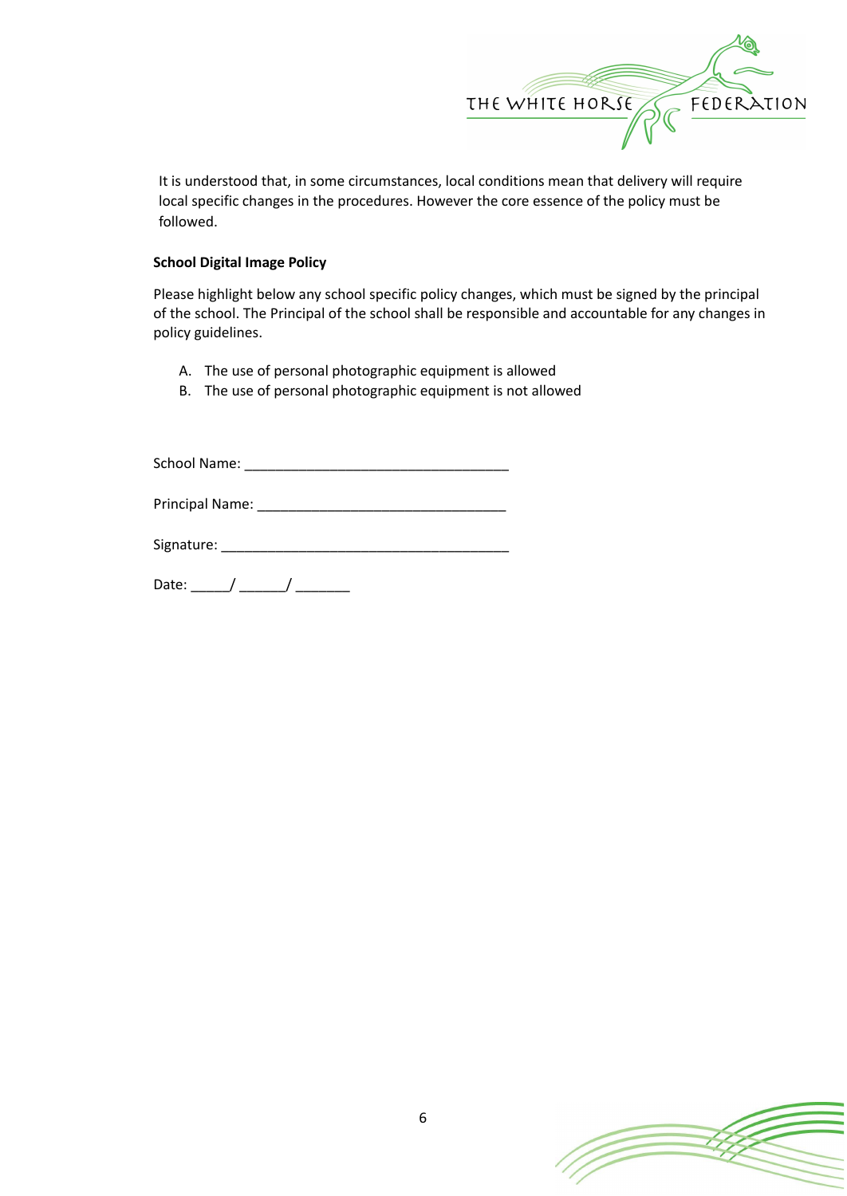It is understood that, in some circumstances, local conditions mean that delivery will require local specific changes in the procedures. However the core essence of the policy must be followed.

**School Digital Image Policy**

Please highlight below any school specific policy changes, which must be signed by the principal of the school. The Principal of the school shall be responsible and accountable for any changes in policy guidelines.

A. The use of personal photographic equipment is allowed
B. The use of personal photographic equipment is not allowed

School Name: ___________________________________

Principal Name: _________________________________

Signature: ______________________________________

Date: _____/ ______/ _______